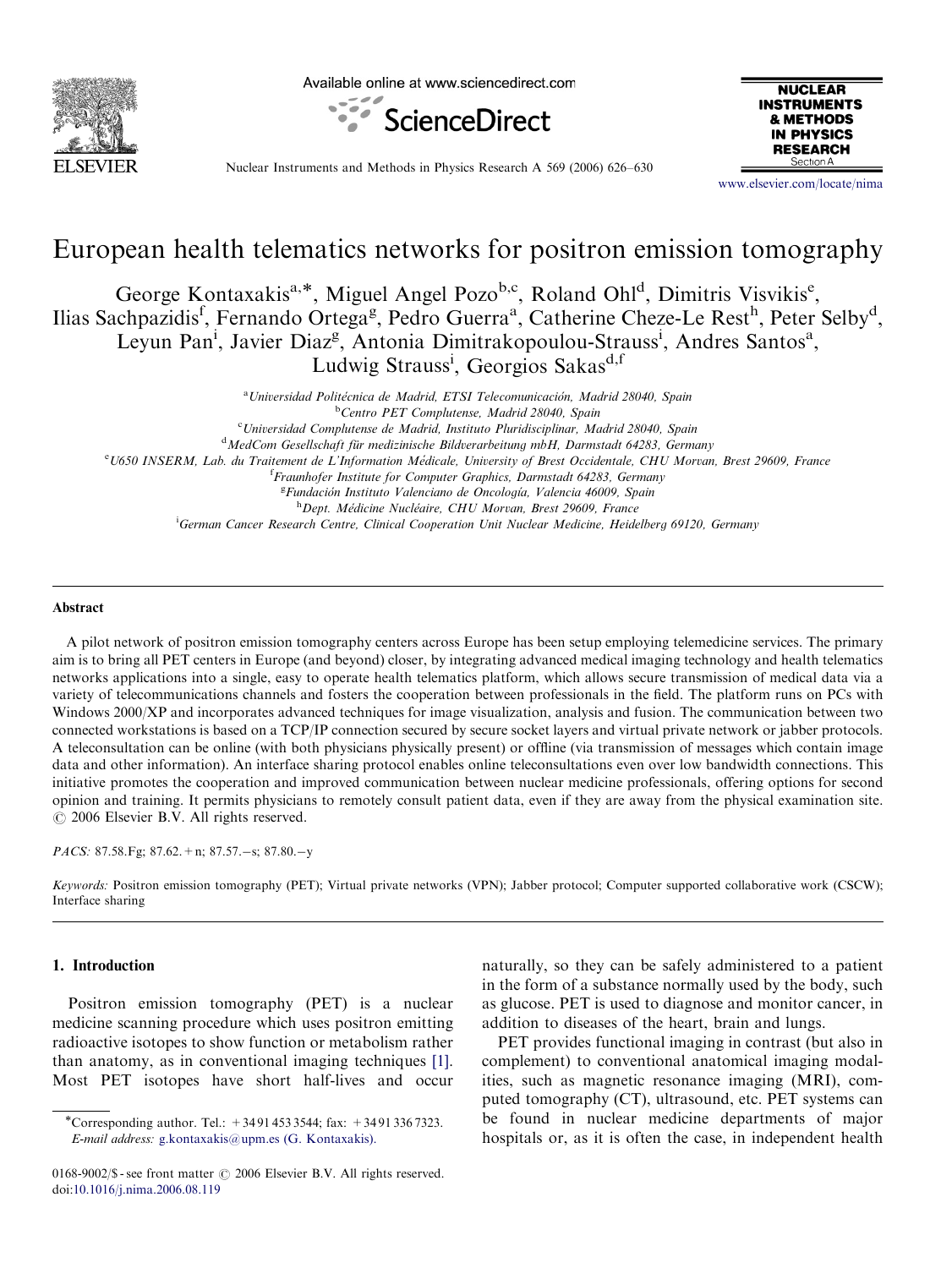# European health telematics networks for positron emission tomography

George Kontaxakis[a,*], Miguel Angel Pozo[b,c], Roland Ohl[d], Dimitris Visvikis[e], Ilias Sachpazidis[f], Fernando Ortega[g], Pedro Guerra[a], Catherine Cheze-Le Rest[h], Peter Selby[d], Leyun Pan[i], Javier Diaz[g], Antonia Dimitrakopoulou-Strauss[i], Andres Santos[a], Ludwig Strauss[i], Georgios Sakas[d,f]

[a] Universidad Politécnica de Madrid, ETSI Telecomunicación, Madrid 28040, Spain
[b] Centro PET Complutense, Madrid 28040, Spain
[c] Universidad Complutense de Madrid, Instituto Pluridisciplinar, Madrid 28040, Spain
[d] MedCom Gesellschaft für medizinische Bildverarbeitung mbH, Darmstadt 64283, Germany
[e] U650 INSERM, Lab. du Traitement de L'Information Médicale, University of Brest Occidentale, CHU Morvan, Brest 29609, France
[f] Fraunhofer Institute for Computer Graphics, Darmstadt 64283, Germany
[g] Fundación Instituto Valenciano de Oncología, Valencia 46009, Spain
[h] Dept. Médicine Nucléaire, CHU Morvan, Brest 29609, France
[i] German Cancer Research Centre, Clinical Cooperation Unit Nuclear Medicine, Heidelberg 69120, Germany

## Abstract

A pilot network of positron emission tomography centers across Europe has been setup employing telemedicine services. The primary aim is to bring all PET centers in Europe (and beyond) closer, by integrating advanced medical imaging technology and health telematics networks applications into a single, easy to operate health telematics platform, which allows secure transmission of medical data via a variety of telecommunications channels and fosters the cooperation between professionals in the field. The platform runs on PCs with Windows 2000/XP and incorporates advanced techniques for image visualization, analysis and fusion. The communication between two connected workstations is based on a TCP/IP connection secured by secure socket layers and virtual private network or jabber protocols. A teleconsultation can be online (with both physicians physically present) or offline (via transmission of messages which contain image data and other information). An interface sharing protocol enables online teleconsultations even over low bandwidth connections. This initiative promotes the cooperation and improved communication between nuclear medicine professionals, offering options for second opinion and training. It permits physicians to remotely consult patient data, even if they are away from the physical examination site.
© 2006 Elsevier B.V. All rights reserved.

*PACS:* 87.58.Fg; 87.62.+n; 87.57.−s; 87.80.−y

*Keywords:* Positron emission tomography (PET); Virtual private networks (VPN); Jabber protocol; Computer supported collaborative work (CSCW); Interface sharing

## 1. Introduction

Positron emission tomography (PET) is a nuclear medicine scanning procedure which uses positron emitting radioactive isotopes to show function or metabolism rather than anatomy, as in conventional imaging techniques [1]. Most PET isotopes have short half-lives and occur naturally, so they can be safely administered to a patient in the form of a substance normally used by the body, such as glucose. PET is used to diagnose and monitor cancer, in addition to diseases of the heart, brain and lungs.

PET provides functional imaging in contrast (but also in complement) to conventional anatomical imaging modalities, such as magnetic resonance imaging (MRI), computed tomography (CT), ultrasound, etc. PET systems can be found in nuclear medicine departments of major hospitals or, as it is often the case, in independent health

*Corresponding author. Tel.: +34 91 453 3544; fax: +34 91 336 7323. *E-mail address:* g.kontaxakis@upm.es (G. Kontaxakis).

0168-9002/$ - see front matter © 2006 Elsevier B.V. All rights reserved.
doi:10.1016/j.nima.2006.08.119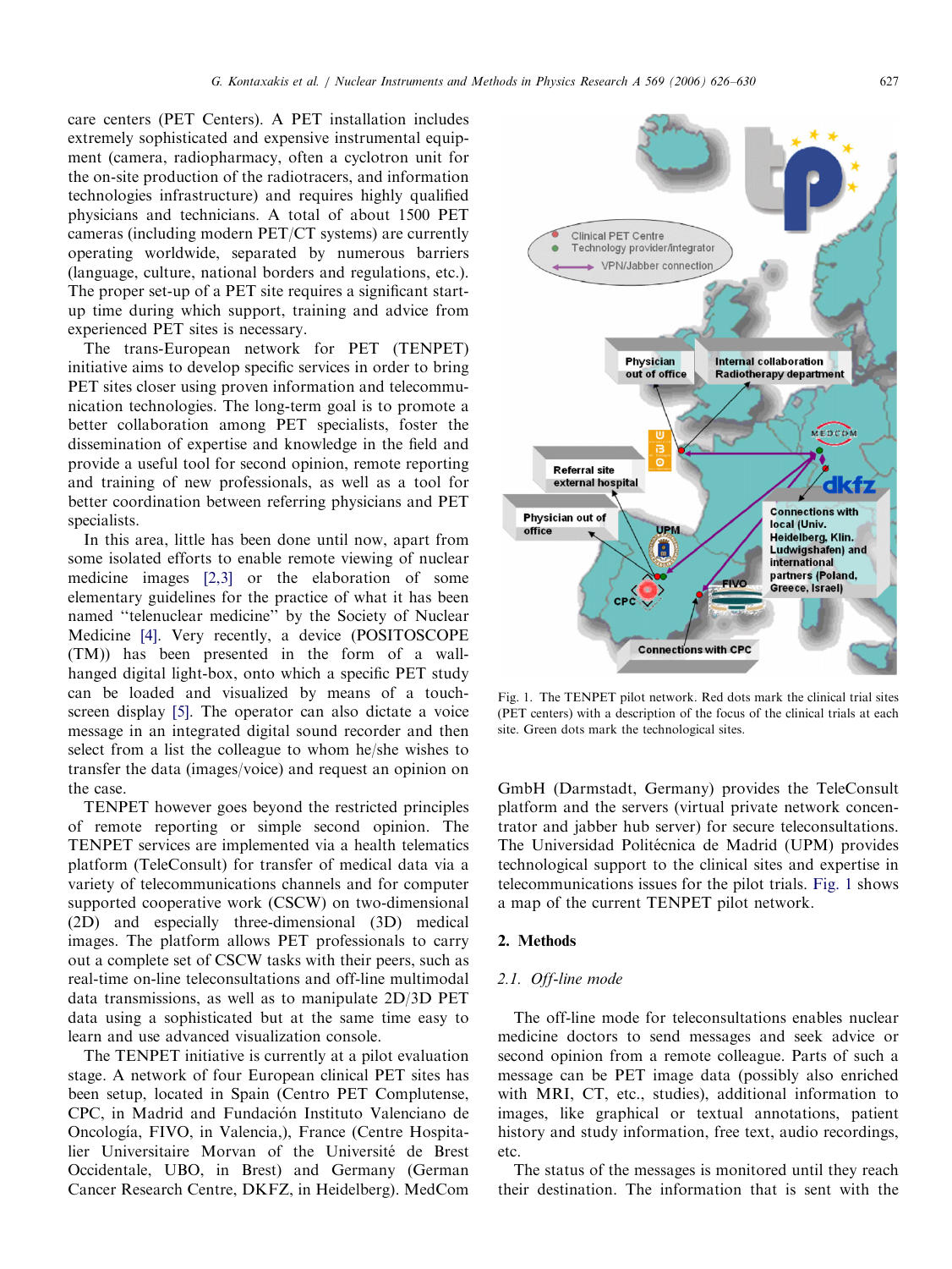care centers (PET Centers). A PET installation includes extremely sophisticated and expensive instrumental equipment (camera, radiopharmacy, often a cyclotron unit for the on-site production of the radiotracers, and information technologies infrastructure) and requires highly qualified physicians and technicians. A total of about 1500 PET cameras (including modern PET/CT systems) are currently operating worldwide, separated by numerous barriers (language, culture, national borders and regulations, etc.). The proper set-up of a PET site requires a significant start-up time during which support, training and advice from experienced PET sites is necessary.

The trans-European network for PET (TENPET) initiative aims to develop specific services in order to bring PET sites closer using proven information and telecommunication technologies. The long-term goal is to promote a better collaboration among PET specialists, foster the dissemination of expertise and knowledge in the field and provide a useful tool for second opinion, remote reporting and training of new professionals, as well as a tool for better coordination between referring physicians and PET specialists.

In this area, little has been done until now, apart from some isolated efforts to enable remote viewing of nuclear medicine images [2,3] or the elaboration of some elementary guidelines for the practice of what it has been named "telenuclear medicine" by the Society of Nuclear Medicine [4]. Very recently, a device (POSITOSCOPE (TM)) has been presented in the form of a wall-hanged digital light-box, onto which a specific PET study can be loaded and visualized by means of a touch-screen display [5]. The operator can also dictate a voice message in an integrated digital sound recorder and then select from a list the colleague to whom he/she wishes to transfer the data (images/voice) and request an opinion on the case.

TENPET however goes beyond the restricted principles of remote reporting or simple second opinion. The TENPET services are implemented via a health telematics platform (TeleConsult) for transfer of medical data via a variety of telecommunications channels and for computer supported cooperative work (CSCW) on two-dimensional (2D) and especially three-dimensional (3D) medical images. The platform allows PET professionals to carry out a complete set of CSCW tasks with their peers, such as real-time on-line teleconsultations and off-line multimodal data transmissions, as well as to manipulate 2D/3D PET data using a sophisticated but at the same time easy to learn and use advanced visualization console.

The TENPET initiative is currently at a pilot evaluation stage. A network of four European clinical PET sites has been setup, located in Spain (Centro PET Complutense, CPC, in Madrid and Fundación Instituto Valenciano de Oncología, FIVO, in Valencia,), France (Centre Hospitalier Universitaire Morvan of the Université de Brest Occidentale, UBO, in Brest) and Germany (German Cancer Research Centre, DKFZ, in Heidelberg). MedCom GmbH (Darmstadt, Germany) provides the TeleConsult platform and the servers (virtual private network concentrator and jabber hub server) for secure teleconsultations. The Universidad Politécnica de Madrid (UPM) provides technological support to the clinical sites and expertise in telecommunications issues for the pilot trials. Fig. 1 shows a map of the current TENPET pilot network.

Fig. 1. The TENPET pilot network. Red dots mark the clinical trial sites (PET centers) with a description of the focus of the clinical trials at each site. Green dots mark the technological sites.

## 2. Methods

### 2.1. Off-line mode

The off-line mode for teleconsultations enables nuclear medicine doctors to send messages and seek advice or second opinion from a remote colleague. Parts of such a message can be PET image data (possibly also enriched with MRI, CT, etc., studies), additional information to images, like graphical or textual annotations, patient history and study information, free text, audio recordings, etc.

The status of the messages is monitored until they reach their destination. The information that is sent with the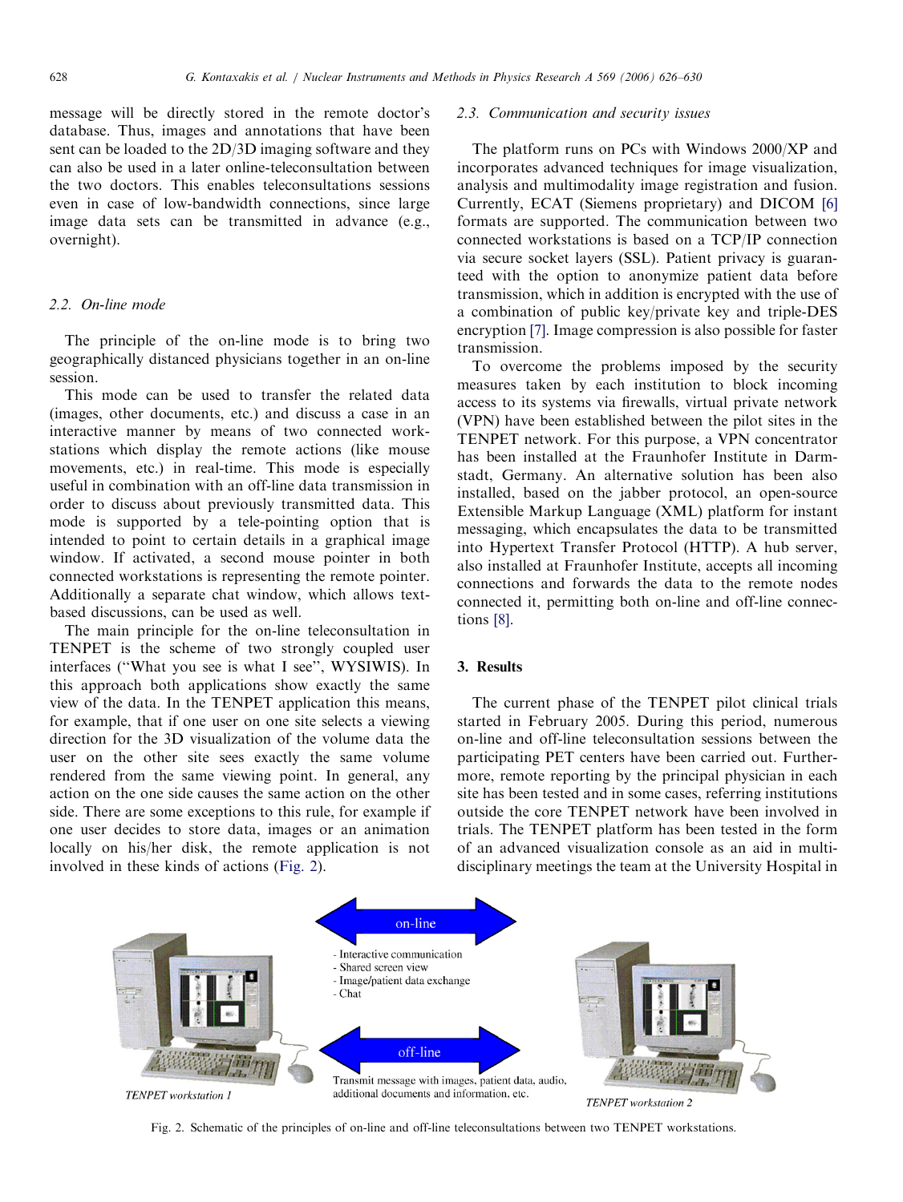message will be directly stored in the remote doctor's database. Thus, images and annotations that have been sent can be loaded to the 2D/3D imaging software and they can also be used in a later online-teleconsultation between the two doctors. This enables teleconsultations sessions even in case of low-bandwidth connections, since large image data sets can be transmitted in advance (e.g., overnight).

### 2.2. On-line mode

The principle of the on-line mode is to bring two geographically distanced physicians together in an on-line session.

This mode can be used to transfer the related data (images, other documents, etc.) and discuss a case in an interactive manner by means of two connected workstations which display the remote actions (like mouse movements, etc.) in real-time. This mode is especially useful in combination with an off-line data transmission in order to discuss about previously transmitted data. This mode is supported by a tele-pointing option that is intended to point to certain details in a graphical image window. If activated, a second mouse pointer in both connected workstations is representing the remote pointer. Additionally a separate chat window, which allows text-based discussions, can be used as well.

The main principle for the on-line teleconsultation in TENPET is the scheme of two strongly coupled user interfaces ("What you see is what I see", WYSIWIS). In this approach both applications show exactly the same view of the data. In the TENPET application this means, for example, that if one user on one site selects a viewing direction for the 3D visualization of the volume data the user on the other site sees exactly the same volume rendered from the same viewing point. In general, any action on the one side causes the same action on the other side. There are some exceptions to this rule, for example if one user decides to store data, images or an animation locally on his/her disk, the remote application is not involved in these kinds of actions (Fig. 2).

### 2.3. Communication and security issues

The platform runs on PCs with Windows 2000/XP and incorporates advanced techniques for image visualization, analysis and multimodality image registration and fusion. Currently, ECAT (Siemens proprietary) and DICOM [6] formats are supported. The communication between two connected workstations is based on a TCP/IP connection via secure socket layers (SSL). Patient privacy is guaranteed with the option to anonymize patient data before transmission, which in addition is encrypted with the use of a combination of public key/private key and triple-DES encryption [7]. Image compression is also possible for faster transmission.

To overcome the problems imposed by the security measures taken by each institution to block incoming access to its systems via firewalls, virtual private network (VPN) have been established between the pilot sites in the TENPET network. For this purpose, a VPN concentrator has been installed at the Fraunhofer Institute in Darmstadt, Germany. An alternative solution has been also installed, based on the jabber protocol, an open-source Extensible Markup Language (XML) platform for instant messaging, which encapsulates the data to be transmitted into Hypertext Transfer Protocol (HTTP). A hub server, also installed at Fraunhofer Institute, accepts all incoming connections and forwards the data to the remote nodes connected it, permitting both on-line and off-line connections [8].

## 3. Results

The current phase of the TENPET pilot clinical trials started in February 2005. During this period, numerous on-line and off-line teleconsultation sessions between the participating PET centers have been carried out. Furthermore, remote reporting by the principal physician in each site has been tested and in some cases, referring institutions outside the core TENPET network have been involved in trials. The TENPET platform has been tested in the form of an advanced visualization console as an aid in multidisciplinary meetings the team at the University Hospital in

Fig. 2. Schematic of the principles of on-line and off-line teleconsultations between two TENPET workstations.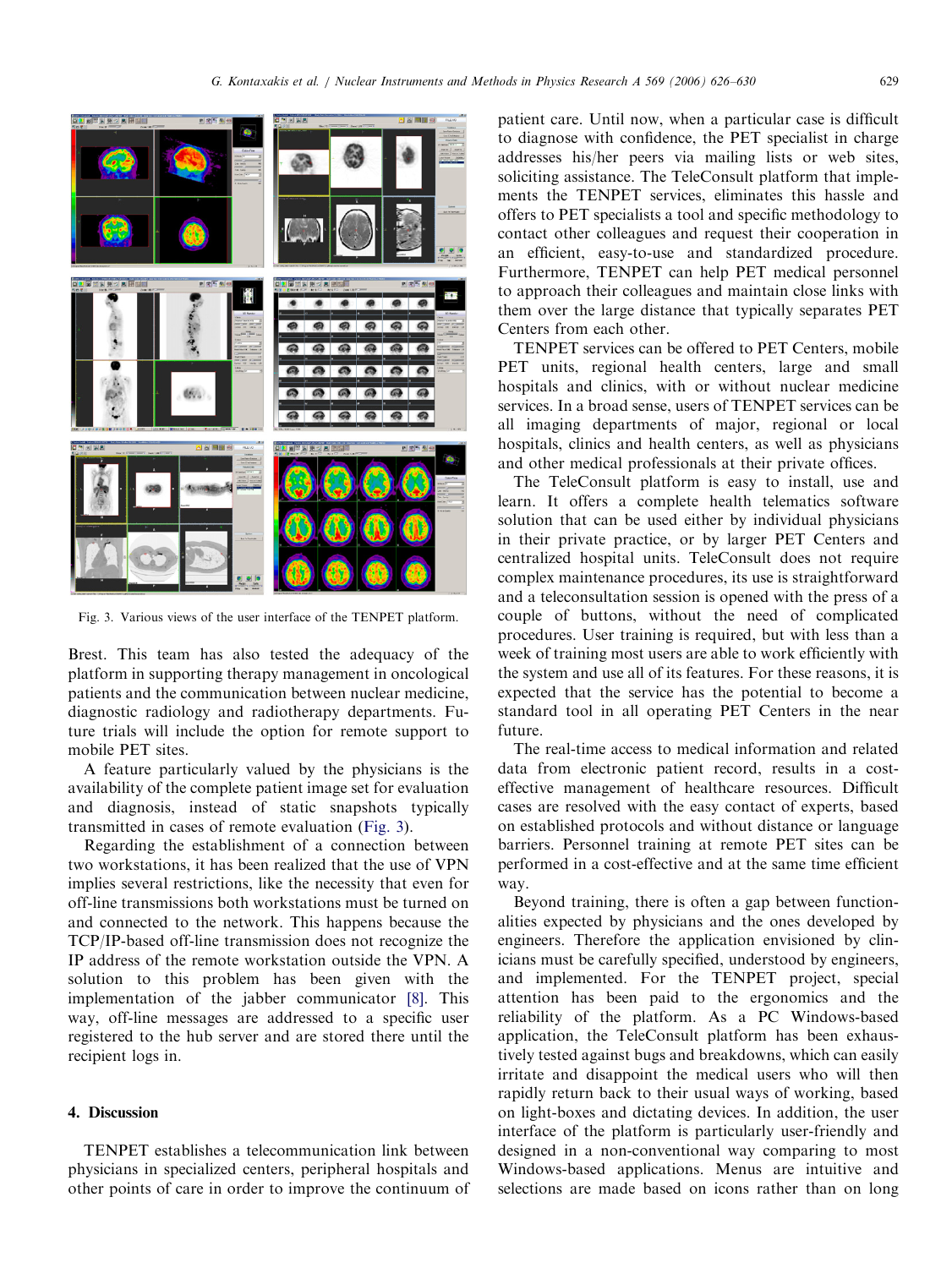Fig. 3. Various views of the user interface of the TENPET platform.

Brest. This team has also tested the adequacy of the platform in supporting therapy management in oncological patients and the communication between nuclear medicine, diagnostic radiology and radiotherapy departments. Future trials will include the option for remote support to mobile PET sites.

A feature particularly valued by the physicians is the availability of the complete patient image set for evaluation and diagnosis, instead of static snapshots typically transmitted in cases of remote evaluation (Fig. 3).

Regarding the establishment of a connection between two workstations, it has been realized that the use of VPN implies several restrictions, like the necessity that even for off-line transmissions both workstations must be turned on and connected to the network. This happens because the TCP/IP-based off-line transmission does not recognize the IP address of the remote workstation outside the VPN. A solution to this problem has been given with the implementation of the jabber communicator [8]. This way, off-line messages are addressed to a specific user registered to the hub server and are stored there until the recipient logs in.

## 4. Discussion

TENPET establishes a telecommunication link between physicians in specialized centers, peripheral hospitals and other points of care in order to improve the continuum of patient care. Until now, when a particular case is difficult to diagnose with confidence, the PET specialist in charge addresses his/her peers via mailing lists or web sites, soliciting assistance. The TeleConsult platform that implements the TENPET services, eliminates this hassle and offers to PET specialists a tool and specific methodology to contact other colleagues and request their cooperation in an efficient, easy-to-use and standardized procedure. Furthermore, TENPET can help PET medical personnel to approach their colleagues and maintain close links with them over the large distance that typically separates PET Centers from each other.

TENPET services can be offered to PET Centers, mobile PET units, regional health centers, large and small hospitals and clinics, with or without nuclear medicine services. In a broad sense, users of TENPET services can be all imaging departments of major, regional or local hospitals, clinics and health centers, as well as physicians and other medical professionals at their private offices.

The TeleConsult platform is easy to install, use and learn. It offers a complete health telematics software solution that can be used either by individual physicians in their private practice, or by larger PET Centers and centralized hospital units. TeleConsult does not require complex maintenance procedures, its use is straightforward and a teleconsultation session is opened with the press of a couple of buttons, without the need of complicated procedures. User training is required, but with less than a week of training most users are able to work efficiently with the system and use all of its features. For these reasons, it is expected that the service has the potential to become a standard tool in all operating PET Centers in the near future.

The real-time access to medical information and related data from electronic patient record, results in a cost-effective management of healthcare resources. Difficult cases are resolved with the easy contact of experts, based on established protocols and without distance or language barriers. Personnel training at remote PET sites can be performed in a cost-effective and at the same time efficient way.

Beyond training, there is often a gap between functionalities expected by physicians and the ones developed by engineers. Therefore the application envisioned by clinicians must be carefully specified, understood by engineers, and implemented. For the TENPET project, special attention has been paid to the ergonomics and the reliability of the platform. As a PC Windows-based application, the TeleConsult platform has been exhaustively tested against bugs and breakdowns, which can easily irritate and disappoint the medical users who will then rapidly return back to their usual ways of working, based on light-boxes and dictating devices. In addition, the user interface of the platform is particularly user-friendly and designed in a non-conventional way comparing to most Windows-based applications. Menus are intuitive and selections are made based on icons rather than on long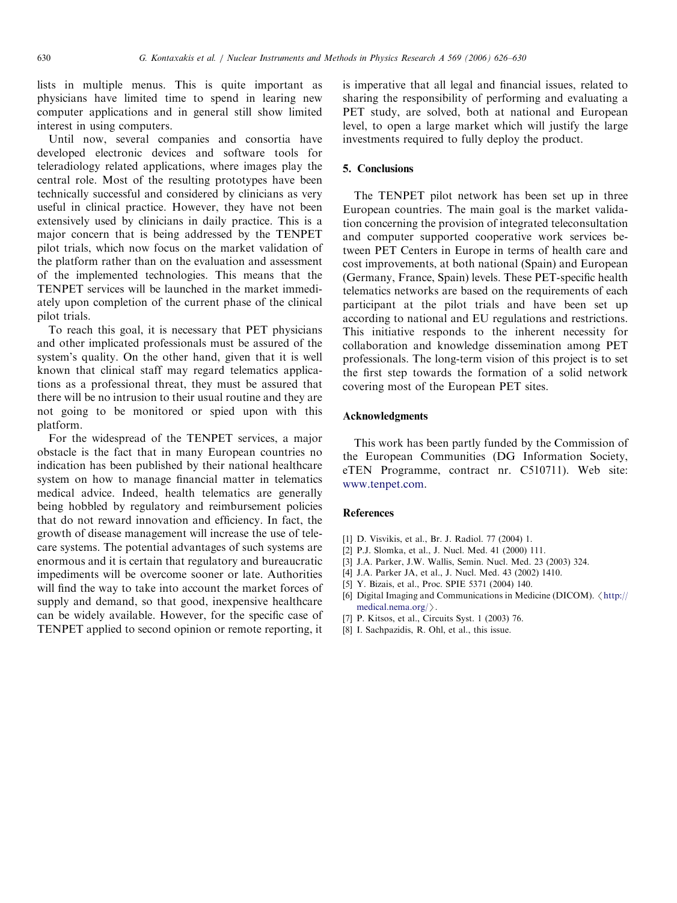lists in multiple menus. This is quite important as physicians have limited time to spend in learing new computer applications and in general still show limited interest in using computers.

Until now, several companies and consortia have developed electronic devices and software tools for teleradiology related applications, where images play the central role. Most of the resulting prototypes have been technically successful and considered by clinicians as very useful in clinical practice. However, they have not been extensively used by clinicians in daily practice. This is a major concern that is being addressed by the TENPET pilot trials, which now focus on the market validation of the platform rather than on the evaluation and assessment of the implemented technologies. This means that the TENPET services will be launched in the market immediately upon completion of the current phase of the clinical pilot trials.

To reach this goal, it is necessary that PET physicians and other implicated professionals must be assured of the system's quality. On the other hand, given that it is well known that clinical staff may regard telematics applications as a professional threat, they must be assured that there will be no intrusion to their usual routine and they are not going to be monitored or spied upon with this platform.

For the widespread of the TENPET services, a major obstacle is the fact that in many European countries no indication has been published by their national healthcare system on how to manage financial matter in telematics medical advice. Indeed, health telematics are generally being hobbled by regulatory and reimbursement policies that do not reward innovation and efficiency. In fact, the growth of disease management will increase the use of telecare systems. The potential advantages of such systems are enormous and it is certain that regulatory and bureaucratic impediments will be overcome sooner or later. Authorities will find the way to take into account the market forces of supply and demand, so that good, inexpensive healthcare can be widely available. However, for the specific case of TENPET applied to second opinion or remote reporting, it is imperative that all legal and financial issues, related to sharing the responsibility of performing and evaluating a PET study, are solved, both at national and European level, to open a large market which will justify the large investments required to fully deploy the product.

## 5. Conclusions

The TENPET pilot network has been set up in three European countries. The main goal is the market validation concerning the provision of integrated teleconsultation and computer supported cooperative work services between PET Centers in Europe in terms of health care and cost improvements, at both national (Spain) and European (Germany, France, Spain) levels. These PET-specific health telematics networks are based on the requirements of each participant at the pilot trials and have been set up according to national and EU regulations and restrictions. This initiative responds to the inherent necessity for collaboration and knowledge dissemination among PET professionals. The long-term vision of this project is to set the first step towards the formation of a solid network covering most of the European PET sites.

## Acknowledgments

This work has been partly funded by the Commission of the European Communities (DG Information Society, eTEN Programme, contract nr. C510711). Web site: www.tenpet.com.

## References

[1] D. Visvikis, et al., Br. J. Radiol. 77 (2004) 1.
[2] P.J. Slomka, et al., J. Nucl. Med. 41 (2000) 111.
[3] J.A. Parker, J.W. Wallis, Semin. Nucl. Med. 23 (2003) 324.
[4] J.A. Parker JA, et al., J. Nucl. Med. 43 (2002) 1410.
[5] Y. Bizais, et al., Proc. SPIE 5371 (2004) 140.
[6] Digital Imaging and Communications in Medicine (DICOM). ⟨http://medical.nema.org/⟩.
[7] P. Kitsos, et al., Circuits Syst. 1 (2003) 76.
[8] I. Sachpazidis, R. Ohl, et al., this issue.